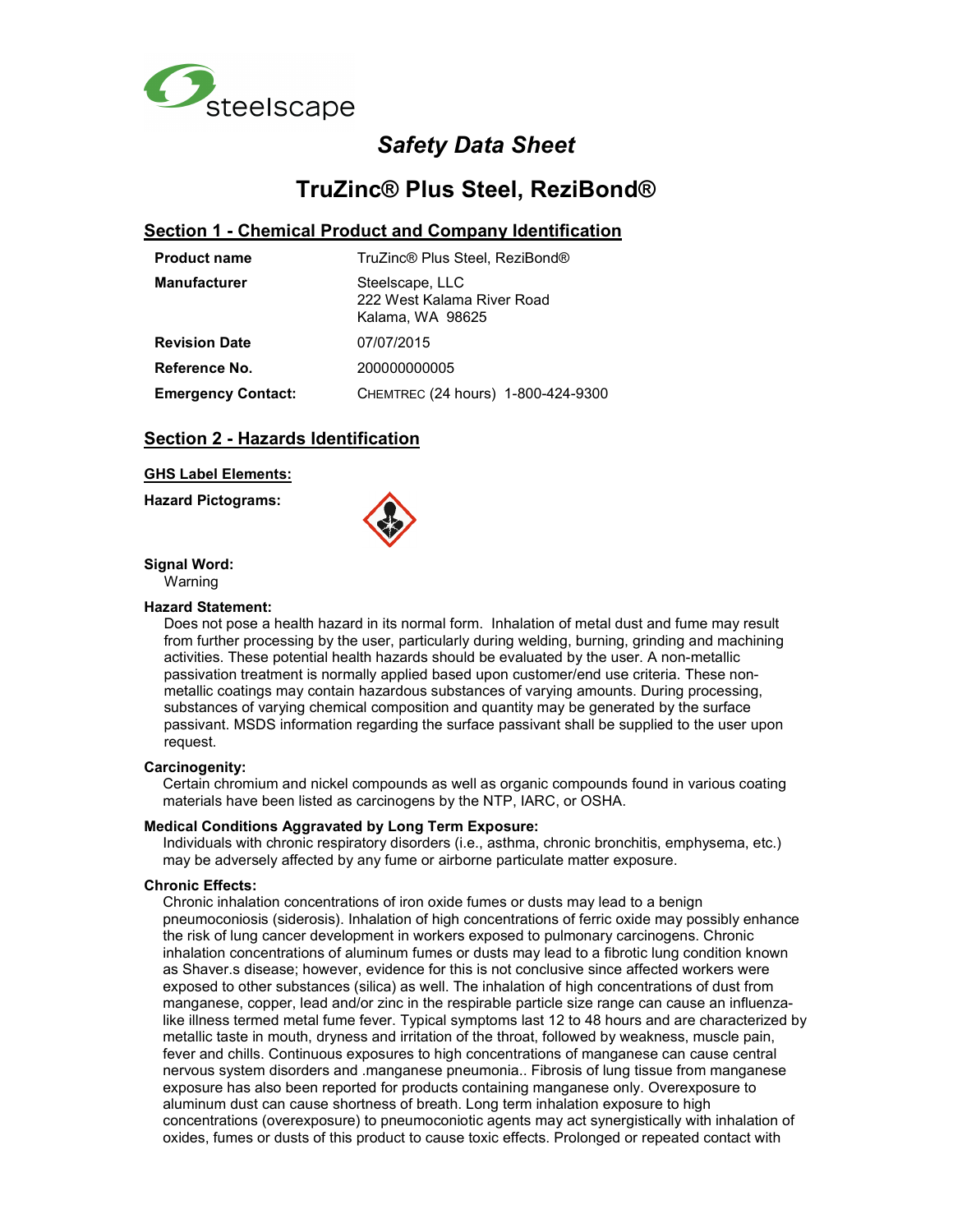steelscape

# *Safety Data Sheet*

# TruZinc® Plus Steel, ReziBond®

## Section 1 - Chemical Product and Company Identification

| | |
|---|---|
| **Product name** | TruZinc® Plus Steel, ReziBond® |
| **Manufacturer** | Steelscape, LLC<br>222 West Kalama River Road<br>Kalama, WA 98625 |
| **Revision Date** | 07/07/2015 |
| **Reference No.** | 200000000005 |
| **Emergency Contact:** | CHEMTREC (24 hours) 1-800-424-9300 |

## Section 2 - Hazards Identification

**GHS Label Elements:**

**Hazard Pictograms:**

**Signal Word:**

Warning

**Hazard Statement:**

Does not pose a health hazard in its normal form. Inhalation of metal dust and fume may result from further processing by the user, particularly during welding, burning, grinding and machining activities. These potential health hazards should be evaluated by the user. A non-metallic passivation treatment is normally applied based upon customer/end use criteria. These non-metallic coatings may contain hazardous substances of varying amounts. During processing, substances of varying chemical composition and quantity may be generated by the surface passivant. MSDS information regarding the surface passivant shall be supplied to the user upon request.

**Carcinogenity:**

Certain chromium and nickel compounds as well as organic compounds found in various coating materials have been listed as carcinogens by the NTP, IARC, or OSHA.

**Medical Conditions Aggravated by Long Term Exposure:**

Individuals with chronic respiratory disorders (i.e., asthma, chronic bronchitis, emphysema, etc.) may be adversely affected by any fume or airborne particulate matter exposure.

**Chronic Effects:**

Chronic inhalation concentrations of iron oxide fumes or dusts may lead to a benign pneumoconiosis (siderosis). Inhalation of high concentrations of ferric oxide may possibly enhance the risk of lung cancer development in workers exposed to pulmonary carcinogens. Chronic inhalation concentrations of aluminum fumes or dusts may lead to a fibrotic lung condition known as Shaver.s disease; however, evidence for this is not conclusive since affected workers were exposed to other substances (silica) as well. The inhalation of high concentrations of dust from manganese, copper, lead and/or zinc in the respirable particle size range can cause an influenza-like illness termed metal fume fever. Typical symptoms last 12 to 48 hours and are characterized by metallic taste in mouth, dryness and irritation of the throat, followed by weakness, muscle pain, fever and chills. Continuous exposures to high concentrations of manganese can cause central nervous system disorders and .manganese pneumonia.. Fibrosis of lung tissue from manganese exposure has also been reported for products containing manganese only. Overexposure to aluminum dust can cause shortness of breath. Long term inhalation exposure to high concentrations (overexposure) to pneumoconiotic agents may act synergistically with inhalation of oxides, fumes or dusts of this product to cause toxic effects. Prolonged or repeated contact with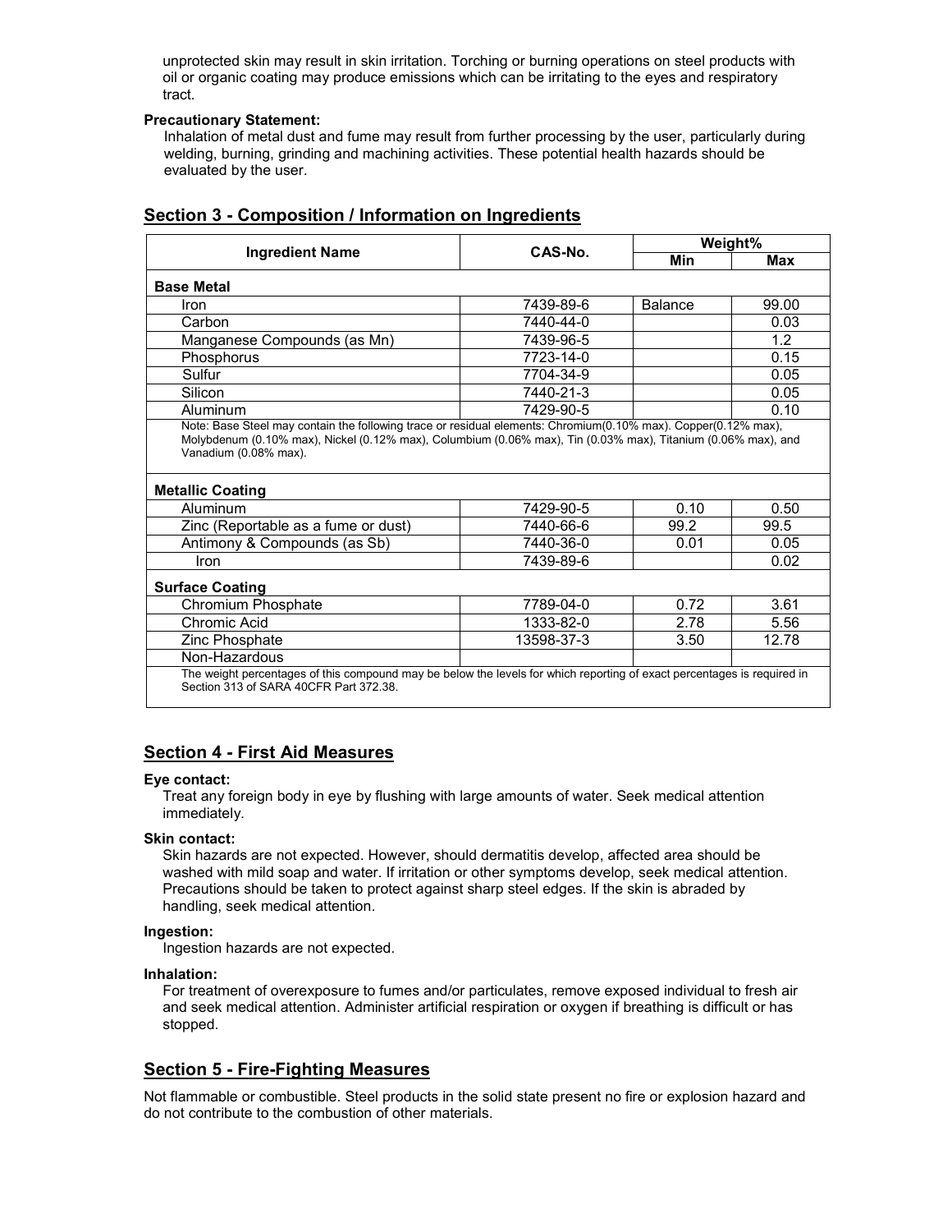unprotected skin may result in skin irritation. Torching or burning operations on steel products with oil or organic coating may produce emissions which can be irritating to the eyes and respiratory tract.

**Precautionary Statement:**

Inhalation of metal dust and fume may result from further processing by the user, particularly during welding, burning, grinding and machining activities. These potential health hazards should be evaluated by the user.

## Section 3 - Composition / Information on Ingredients

| Ingredient Name | CAS-No. | Weight% | |
|---|---|---|---|
| | | Min | Max |
| **Base Metal** | | | |
| Iron | 7439-89-6 | Balance | 99.00 |
| Carbon | 7440-44-0 | | 0.03 |
| Manganese Compounds (as Mn) | 7439-96-5 | | 1.2 |
| Phosphorus | 7723-14-0 | | 0.15 |
| Sulfur | 7704-34-9 | | 0.05 |
| Silicon | 7440-21-3 | | 0.05 |
| Aluminum | 7429-90-5 | | 0.10 |
| Note: Base Steel may contain the following trace or residual elements: Chromium(0.10% max). Copper(0.12% max), Molybdenum (0.10% max), Nickel (0.12% max), Columbium (0.06% max), Tin (0.03% max), Titanium (0.06% max), and Vanadium (0.08% max). | | | |
| **Metallic Coating** | | | |
| Aluminum | 7429-90-5 | 0.10 | 0.50 |
| Zinc (Reportable as a fume or dust) | 7440-66-6 | 99.2 | 99.5 |
| Antimony & Compounds (as Sb) | 7440-36-0 | 0.01 | 0.05 |
| Iron | 7439-89-6 | | 0.02 |
| **Surface Coating** | | | |
| Chromium Phosphate | 7789-04-0 | 0.72 | 3.61 |
| Chromic Acid | 1333-82-0 | 2.78 | 5.56 |
| Zinc Phosphate | 13598-37-3 | 3.50 | 12.78 |
| Non-Hazardous | | | |
| The weight percentages of this compound may be below the levels for which reporting of exact percentages is required in Section 313 of SARA 40CFR Part 372.38. | | | |

## Section 4 - First Aid Measures

**Eye contact:**

Treat any foreign body in eye by flushing with large amounts of water. Seek medical attention immediately.

**Skin contact:**

Skin hazards are not expected. However, should dermatitis develop, affected area should be washed with mild soap and water. If irritation or other symptoms develop, seek medical attention. Precautions should be taken to protect against sharp steel edges. If the skin is abraded by handling, seek medical attention.

**Ingestion:**

Ingestion hazards are not expected.

**Inhalation:**

For treatment of overexposure to fumes and/or particulates, remove exposed individual to fresh air and seek medical attention. Administer artificial respiration or oxygen if breathing is difficult or has stopped.

## Section 5 - Fire-Fighting Measures

Not flammable or combustible. Steel products in the solid state present no fire or explosion hazard and do not contribute to the combustion of other materials.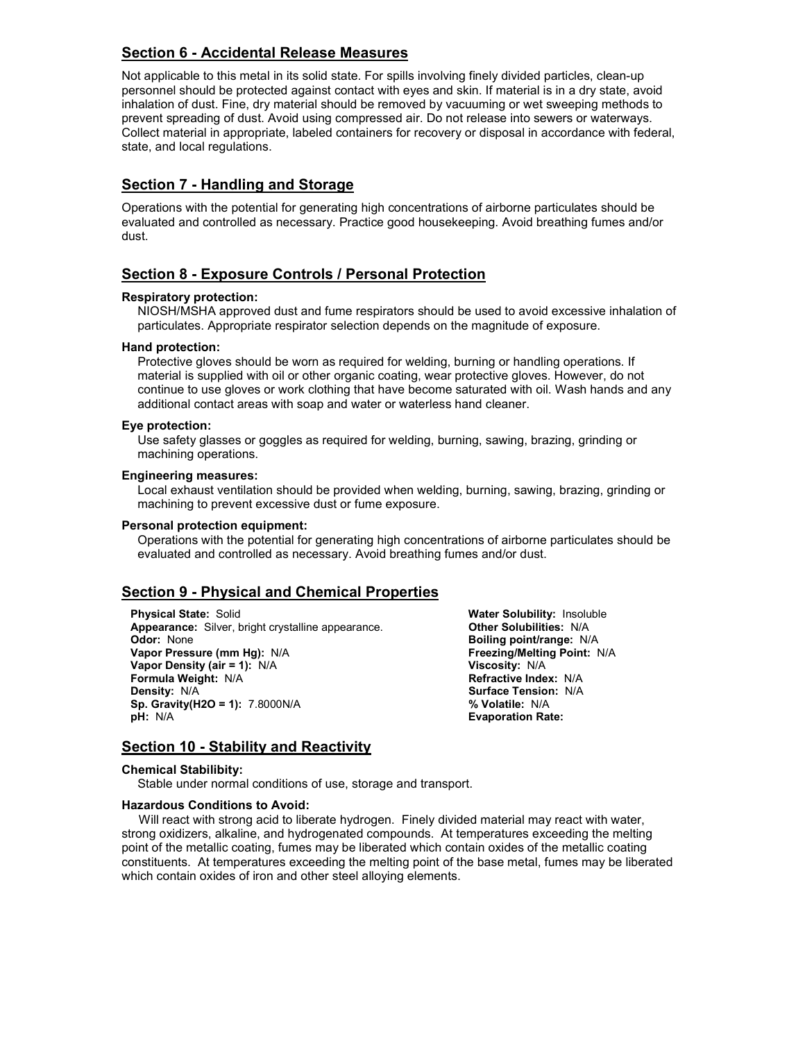## Section 6 - Accidental Release Measures

Not applicable to this metal in its solid state. For spills involving finely divided particles, clean-up personnel should be protected against contact with eyes and skin. If material is in a dry state, avoid inhalation of dust. Fine, dry material should be removed by vacuuming or wet sweeping methods to prevent spreading of dust. Avoid using compressed air. Do not release into sewers or waterways. Collect material in appropriate, labeled containers for recovery or disposal in accordance with federal, state, and local regulations.

## Section 7 - Handling and Storage

Operations with the potential for generating high concentrations of airborne particulates should be evaluated and controlled as necessary. Practice good housekeeping. Avoid breathing fumes and/or dust.

## Section 8 - Exposure Controls / Personal Protection

**Respiratory protection:**

NIOSH/MSHA approved dust and fume respirators should be used to avoid excessive inhalation of particulates. Appropriate respirator selection depends on the magnitude of exposure.

**Hand protection:**

Protective gloves should be worn as required for welding, burning or handling operations. If material is supplied with oil or other organic coating, wear protective gloves. However, do not continue to use gloves or work clothing that have become saturated with oil. Wash hands and any additional contact areas with soap and water or waterless hand cleaner.

**Eye protection:**

Use safety glasses or goggles as required for welding, burning, sawing, brazing, grinding or machining operations.

**Engineering measures:**

Local exhaust ventilation should be provided when welding, burning, sawing, brazing, grinding or machining to prevent excessive dust or fume exposure.

**Personal protection equipment:**

Operations with the potential for generating high concentrations of airborne particulates should be evaluated and controlled as necessary. Avoid breathing fumes and/or dust.

## Section 9 - Physical and Chemical Properties

**Physical State:** Solid
**Appearance:** Silver, bright crystalline appearance.
**Odor:** None
**Vapor Pressure (mm Hg):** N/A
**Vapor Density (air = 1):** N/A
**Formula Weight:** N/A
**Density:** N/A
**Sp. Gravity(H2O = 1):** 7.8000N/A
**pH:** N/A
**Water Solubility:** Insoluble
**Other Solubilities:** N/A
**Boiling point/range:** N/A
**Freezing/Melting Point:** N/A
**Viscosity:** N/A
**Refractive Index:** N/A
**Surface Tension:** N/A
**% Volatile:** N/A
**Evaporation Rate:**

## Section 10 - Stability and Reactivity

**Chemical Stabilibity:**

Stable under normal conditions of use, storage and transport.

**Hazardous Conditions to Avoid:**

Will react with strong acid to liberate hydrogen. Finely divided material may react with water, strong oxidizers, alkaline, and hydrogenated compounds. At temperatures exceeding the melting point of the metallic coating, fumes may be liberated which contain oxides of the metallic coating constituents. At temperatures exceeding the melting point of the base metal, fumes may be liberated which contain oxides of iron and other steel alloying elements.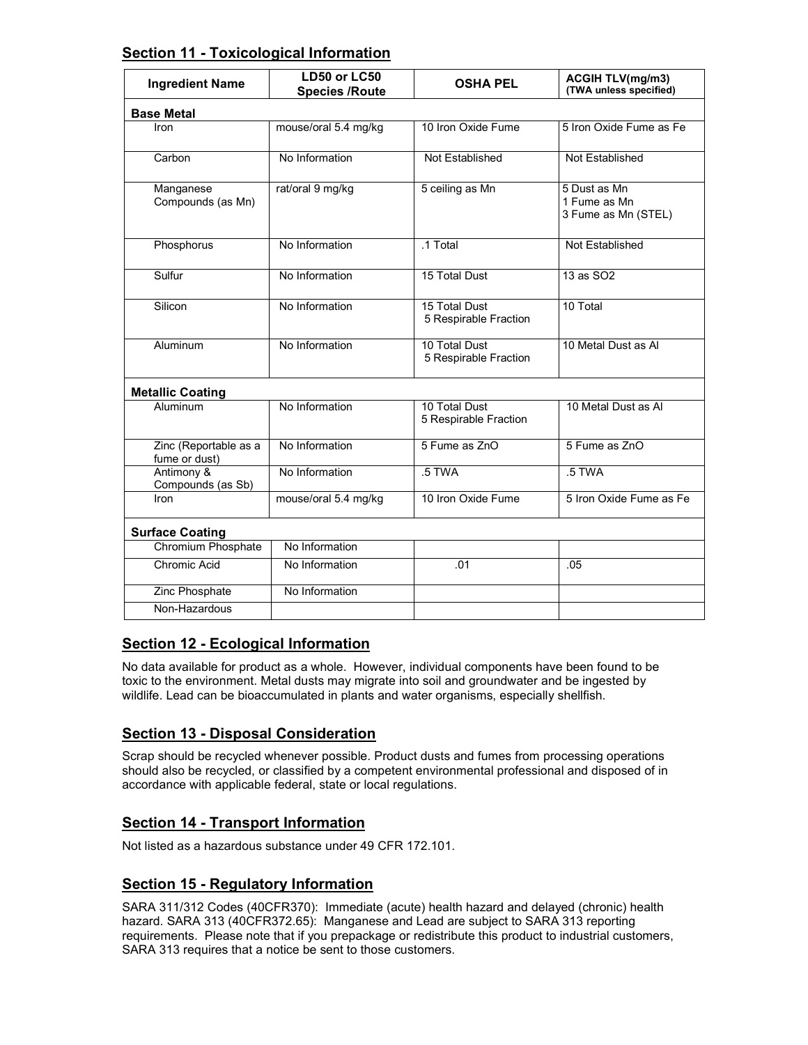## Section 11 - Toxicological Information

| Ingredient Name | LD50 or LC50 Species /Route | OSHA PEL | ACGIH TLV(mg/m3) (TWA unless specified) |
|---|---|---|---|
| **Base Metal** | | | |
| Iron | mouse/oral 5.4 mg/kg | 10 Iron Oxide Fume | 5 Iron Oxide Fume as Fe |
| Carbon | No Information | Not Established | Not Established |
| Manganese Compounds (as Mn) | rat/oral 9 mg/kg | 5 ceiling as Mn | 5 Dust as Mn<br>1 Fume as Mn<br>3 Fume as Mn (STEL) |
| Phosphorus | No Information | .1 Total | Not Established |
| Sulfur | No Information | 15 Total Dust | 13 as SO2 |
| Silicon | No Information | 15 Total Dust<br>5 Respirable Fraction | 10 Total |
| Aluminum | No Information | 10 Total Dust<br>5 Respirable Fraction | 10 Metal Dust as Al |
| **Metallic Coating** | | | |
| Aluminum | No Information | 10 Total Dust<br>5 Respirable Fraction | 10 Metal Dust as Al |
| Zinc (Reportable as a fume or dust) | No Information | 5 Fume as ZnO | 5 Fume as ZnO |
| Antimony & Compounds (as Sb) | No Information | .5 TWA | .5 TWA |
| Iron | mouse/oral 5.4 mg/kg | 10 Iron Oxide Fume | 5 Iron Oxide Fume as Fe |
| **Surface Coating** | | | |
| Chromium Phosphate | No Information | | |
| Chromic Acid | No Information | .01 | .05 |
| Zinc Phosphate | No Information | | |
| Non-Hazardous | | | |

## Section 12 - Ecological Information

No data available for product as a whole. However, individual components have been found to be toxic to the environment. Metal dusts may migrate into soil and groundwater and be ingested by wildlife. Lead can be bioaccumulated in plants and water organisms, especially shellfish.

## Section 13 - Disposal Consideration

Scrap should be recycled whenever possible. Product dusts and fumes from processing operations should also be recycled, or classified by a competent environmental professional and disposed of in accordance with applicable federal, state or local regulations.

## Section 14 - Transport Information

Not listed as a hazardous substance under 49 CFR 172.101.

## Section 15 - Regulatory Information

SARA 311/312 Codes (40CFR370): Immediate (acute) health hazard and delayed (chronic) health hazard. SARA 313 (40CFR372.65): Manganese and Lead are subject to SARA 313 reporting requirements. Please note that if you prepackage or redistribute this product to industrial customers, SARA 313 requires that a notice be sent to those customers.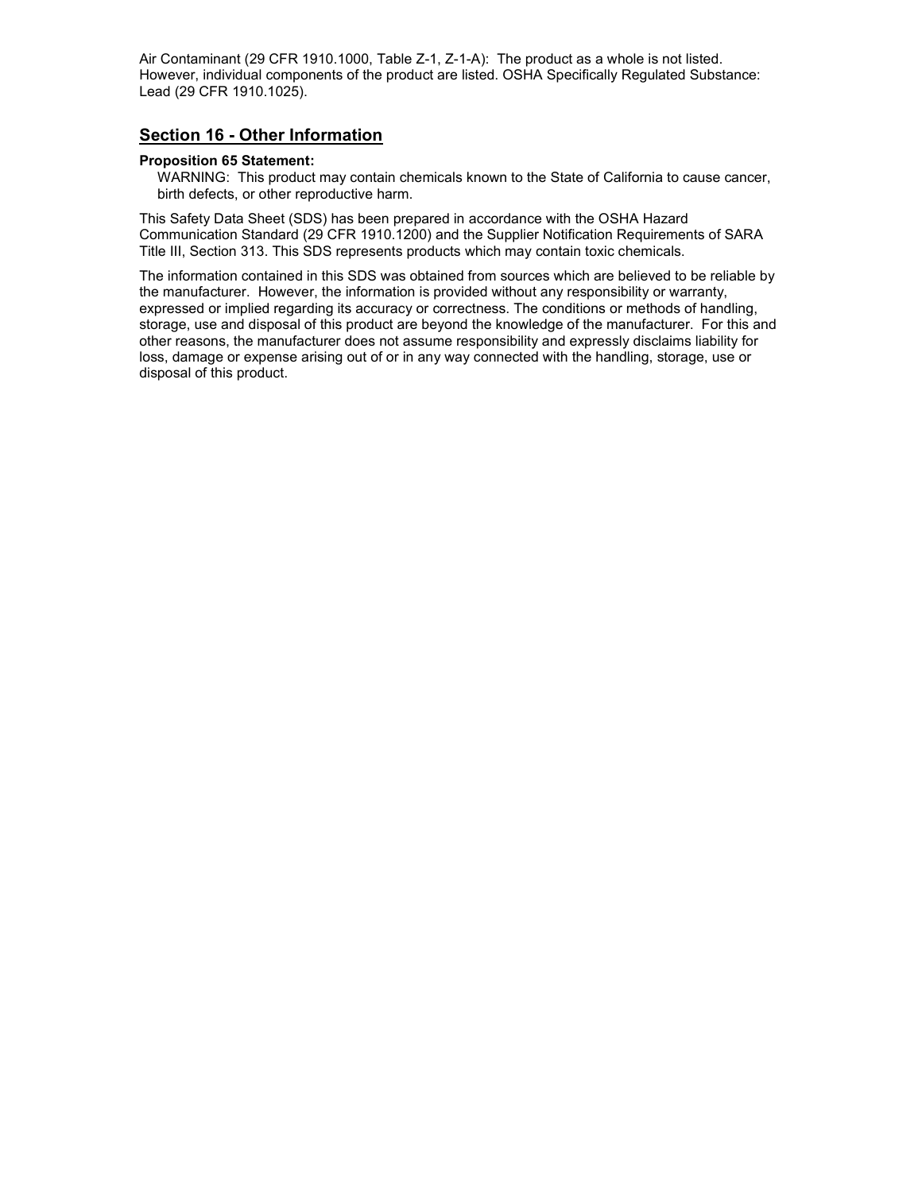Air Contaminant (29 CFR 1910.1000, Table Z-1, Z-1-A): The product as a whole is not listed. However, individual components of the product are listed. OSHA Specifically Regulated Substance: Lead (29 CFR 1910.1025).

## Section 16 - Other Information

**Proposition 65 Statement:**

WARNING: This product may contain chemicals known to the State of California to cause cancer, birth defects, or other reproductive harm.

This Safety Data Sheet (SDS) has been prepared in accordance with the OSHA Hazard Communication Standard (29 CFR 1910.1200) and the Supplier Notification Requirements of SARA Title III, Section 313. This SDS represents products which may contain toxic chemicals.

The information contained in this SDS was obtained from sources which are believed to be reliable by the manufacturer. However, the information is provided without any responsibility or warranty, expressed or implied regarding its accuracy or correctness. The conditions or methods of handling, storage, use and disposal of this product are beyond the knowledge of the manufacturer. For this and other reasons, the manufacturer does not assume responsibility and expressly disclaims liability for loss, damage or expense arising out of or in any way connected with the handling, storage, use or disposal of this product.